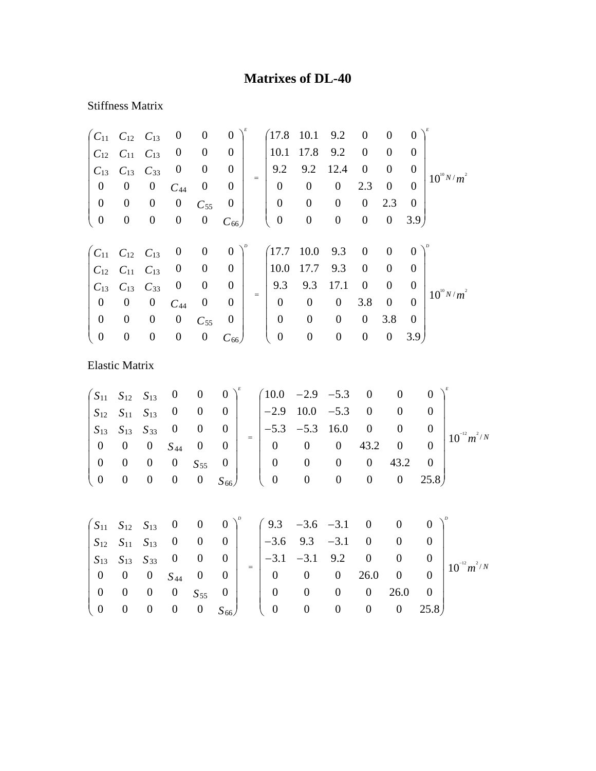# Matrixes of DL-40

Stiffness Matrix

$$
\begin{pmatrix}
C_{11} & C_{12} & C_{13} & 0 & 0 & 0 \\
C_{12} & C_{11} & C_{13} & 0 & 0 & 0 \\
C_{13} & C_{13} & C_{33} & 0 & 0 & 0 \\
0 & 0 & 0 & C_{44} & 0 & 0 \\
0 & 0 & 0 & 0 & C_{55} & 0 \\
0 & 0 & 0 & 0 & 0 & C_{66}
\end{pmatrix}^{E}
=
\begin{pmatrix}
17.8 & 10.1 & 9.2 & 0 & 0 & 0 \\
10.1 & 17.8 & 9.2 & 0 & 0 & 0 \\
9.2 & 9.2 & 12.4 & 0 & 0 & 0 \\
0 & 0 & 0 & 2.3 & 0 & 0 \\
0 & 0 & 0 & 0 & 2.3 & 0 \\
0 & 0 & 0 & 0 & 0 & 3.9
\end{pmatrix}^{E}
10^{10}\,N/m^{2}
$$

$$
\begin{pmatrix}
C_{11} & C_{12} & C_{13} & 0 & 0 & 0 \\
C_{12} & C_{11} & C_{13} & 0 & 0 & 0 \\
C_{13} & C_{13} & C_{33} & 0 & 0 & 0 \\
0 & 0 & 0 & C_{44} & 0 & 0 \\
0 & 0 & 0 & 0 & C_{55} & 0 \\
0 & 0 & 0 & 0 & 0 & C_{66}
\end{pmatrix}^{D}
=
\begin{pmatrix}
17.7 & 10.0 & 9.3 & 0 & 0 & 0 \\
10.0 & 17.7 & 9.3 & 0 & 0 & 0 \\
9.3 & 9.3 & 17.1 & 0 & 0 & 0 \\
0 & 0 & 0 & 3.8 & 0 & 0 \\
0 & 0 & 0 & 0 & 3.8 & 0 \\
0 & 0 & 0 & 0 & 0 & 3.9
\end{pmatrix}^{D}
10^{10}\,N/m^{2}
$$

Elastic Matrix

$$
\begin{pmatrix}
S_{11} & S_{12} & S_{13} & 0 & 0 & 0 \\
S_{12} & S_{11} & S_{13} & 0 & 0 & 0 \\
S_{13} & S_{13} & S_{33} & 0 & 0 & 0 \\
0 & 0 & 0 & S_{44} & 0 & 0 \\
0 & 0 & 0 & 0 & S_{55} & 0 \\
0 & 0 & 0 & 0 & 0 & S_{66}
\end{pmatrix}^{E}
=
\begin{pmatrix}
10.0 & -2.9 & -5.3 & 0 & 0 & 0 \\
-2.9 & 10.0 & -5.3 & 0 & 0 & 0 \\
-5.3 & -5.3 & 16.0 & 0 & 0 & 0 \\
0 & 0 & 0 & 43.2 & 0 & 0 \\
0 & 0 & 0 & 0 & 43.2 & 0 \\
0 & 0 & 0 & 0 & 0 & 25.8
\end{pmatrix}^{E}
10^{-12}\,m^{2}/N
$$

$$
\begin{pmatrix}
S_{11} & S_{12} & S_{13} & 0 & 0 & 0 \\
S_{12} & S_{11} & S_{13} & 0 & 0 & 0 \\
S_{13} & S_{13} & S_{33} & 0 & 0 & 0 \\
0 & 0 & 0 & S_{44} & 0 & 0 \\
0 & 0 & 0 & 0 & S_{55} & 0 \\
0 & 0 & 0 & 0 & 0 & S_{66}
\end{pmatrix}^{D}
=
\begin{pmatrix}
9.3 & -3.6 & -3.1 & 0 & 0 & 0 \\
-3.6 & 9.3 & -3.1 & 0 & 0 & 0 \\
-3.1 & -3.1 & 9.2 & 0 & 0 & 0 \\
0 & 0 & 0 & 26.0 & 0 & 0 \\
0 & 0 & 0 & 0 & 26.0 & 0 \\
0 & 0 & 0 & 0 & 0 & 25.8
\end{pmatrix}^{D}
10^{-12}\,m^{2}/N
$$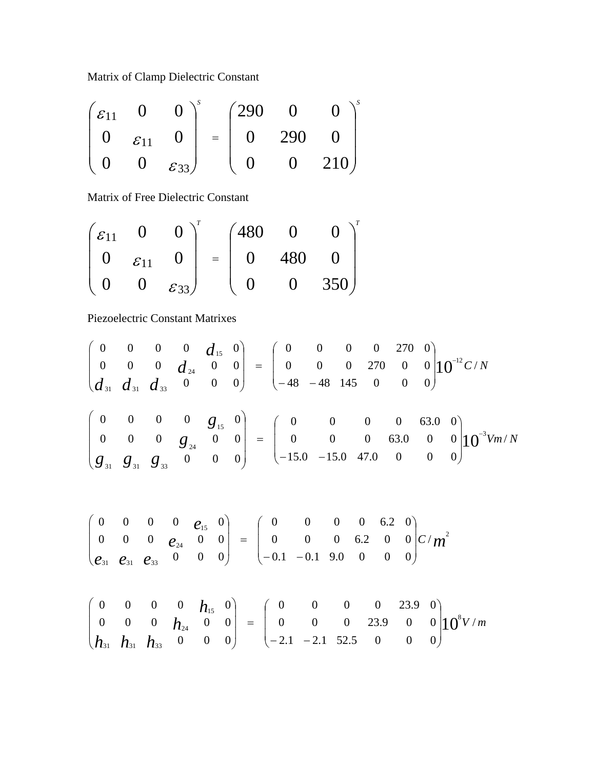Matrix of Clamp Dielectric Constant

$$\begin{pmatrix} \varepsilon_{11} & 0 & 0 \\ 0 & \varepsilon_{11} & 0 \\ 0 & 0 & \varepsilon_{33} \end{pmatrix}^S = \begin{pmatrix} 290 & 0 & 0 \\ 0 & 290 & 0 \\ 0 & 0 & 210 \end{pmatrix}^S$$

Matrix of Free Dielectric Constant

$$\begin{pmatrix} \varepsilon_{11} & 0 & 0 \\ 0 & \varepsilon_{11} & 0 \\ 0 & 0 & \varepsilon_{33} \end{pmatrix}^T = \begin{pmatrix} 480 & 0 & 0 \\ 0 & 480 & 0 \\ 0 & 0 & 350 \end{pmatrix}^T$$

Piezoelectric Constant Matrixes

$$\begin{pmatrix} 0 & 0 & 0 & 0 & d_{15} & 0 \\ 0 & 0 & 0 & d_{24} & 0 & 0 \\ d_{31} & d_{31} & d_{33} & 0 & 0 & 0 \end{pmatrix} = \begin{pmatrix} 0 & 0 & 0 & 0 & 270 & 0 \\ 0 & 0 & 0 & 270 & 0 & 0 \\ -48 & -48 & 145 & 0 & 0 & 0 \end{pmatrix} 10^{-12} C/N$$

$$\begin{pmatrix} 0 & 0 & 0 & 0 & g_{15} & 0 \\ 0 & 0 & 0 & g_{24} & 0 & 0 \\ g_{31} & g_{31} & g_{33} & 0 & 0 & 0 \end{pmatrix} = \begin{pmatrix} 0 & 0 & 0 & 0 & 63.0 & 0 \\ 0 & 0 & 0 & 63.0 & 0 & 0 \\ -15.0 & -15.0 & 47.0 & 0 & 0 & 0 \end{pmatrix} 10^{-3} Vm/N$$

$$\begin{pmatrix} 0 & 0 & 0 & 0 & e_{15} & 0 \\ 0 & 0 & 0 & e_{24} & 0 & 0 \\ e_{31} & e_{31} & e_{33} & 0 & 0 & 0 \end{pmatrix} = \begin{pmatrix} 0 & 0 & 0 & 0 & 6.2 & 0 \\ 0 & 0 & 0 & 6.2 & 0 & 0 \\ -0.1 & -0.1 & 9.0 & 0 & 0 & 0 \end{pmatrix} C/m^2$$

$$\begin{pmatrix} 0 & 0 & 0 & 0 & h_{15} & 0 \\ 0 & 0 & 0 & h_{24} & 0 & 0 \\ h_{31} & h_{31} & h_{33} & 0 & 0 & 0 \end{pmatrix} = \begin{pmatrix} 0 & 0 & 0 & 0 & 23.9 & 0 \\ 0 & 0 & 0 & 23.9 & 0 & 0 \\ -2.1 & -2.1 & 52.5 & 0 & 0 & 0 \end{pmatrix} 10^{8} V/m$$